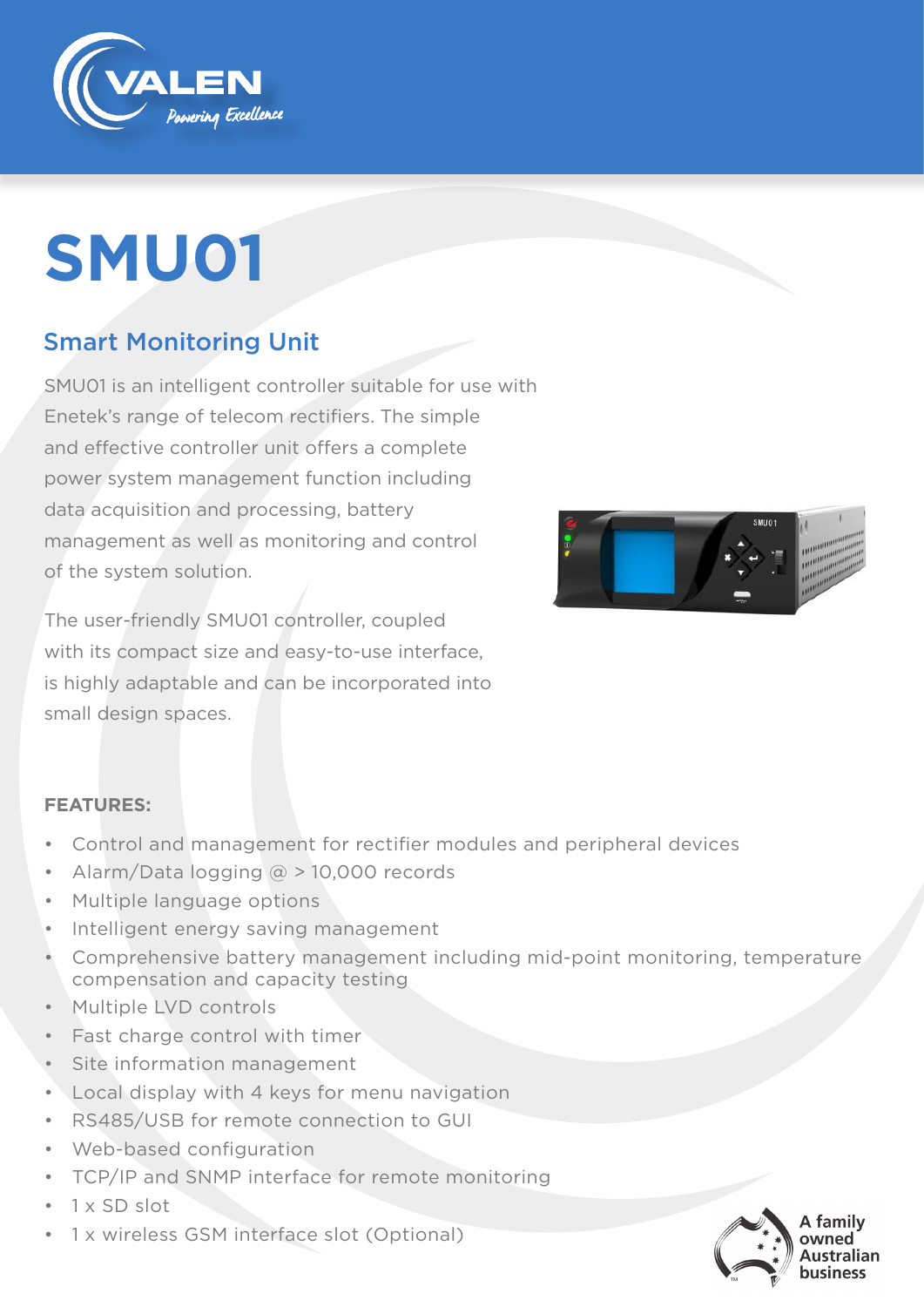VALEN
Powering Excellence

# SMU01

## Smart Monitoring Unit

SMU01 is an intelligent controller suitable for use with Enetek's range of telecom rectifiers. The simple and effective controller unit offers a complete power system management function including data acquisition and processing, battery management as well as monitoring and control of the system solution.

The user-friendly SMU01 controller, coupled with its compact size and easy-to-use interface, is highly adaptable and can be incorporated into small design spaces.

**FEATURES:**

- Control and management for rectifier modules and peripheral devices
- Alarm/Data logging @ > 10,000 records
- Multiple language options
- Intelligent energy saving management
- Comprehensive battery management including mid-point monitoring, temperature compensation and capacity testing
- Multiple LVD controls
- Fast charge control with timer
- Site information management
- Local display with 4 keys for menu navigation
- RS485/USB for remote connection to GUI
- Web-based configuration
- TCP/IP and SNMP interface for remote monitoring
- 1 x SD slot
- 1 x wireless GSM interface slot (Optional)

A family owned Australian business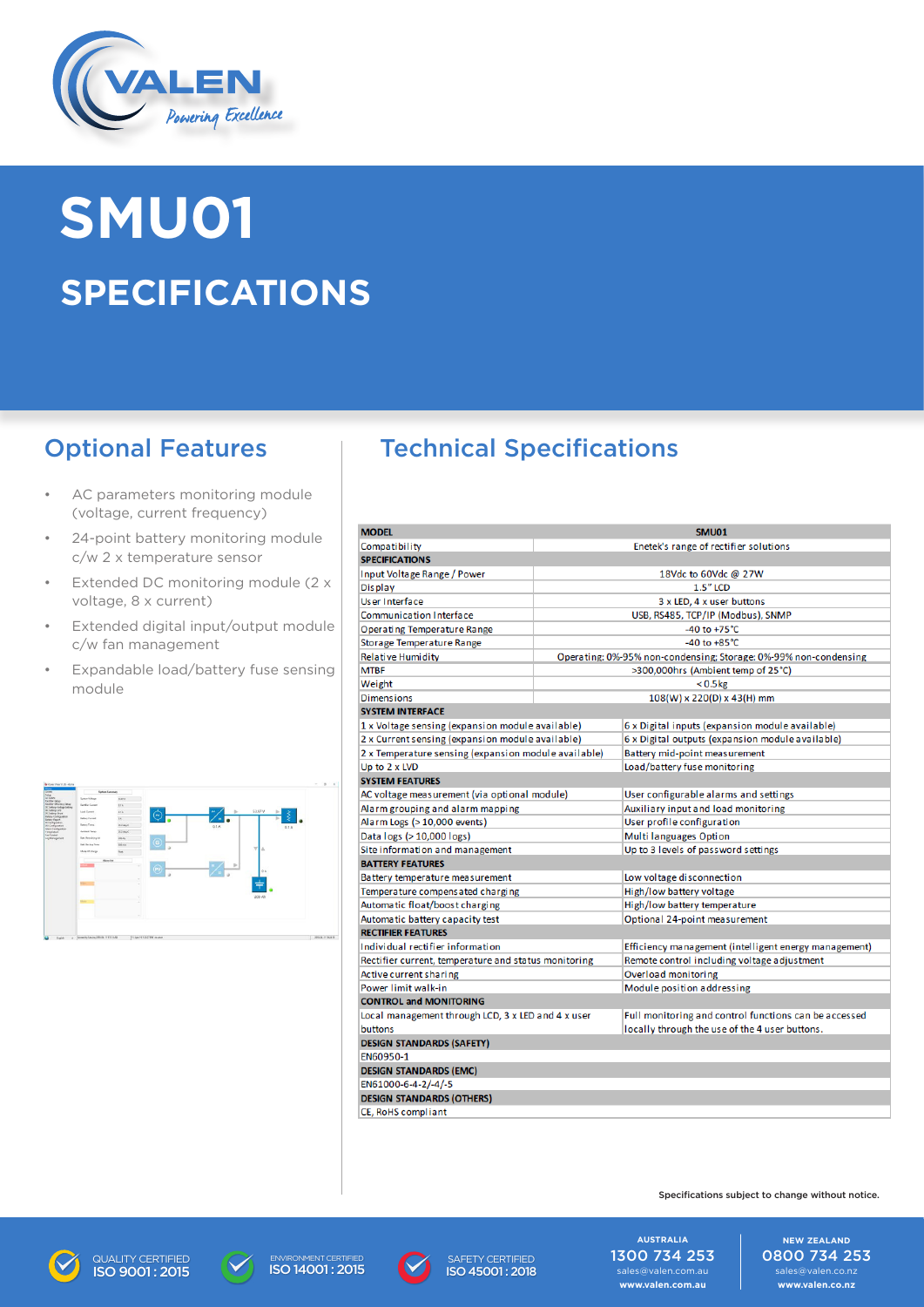# SMU01

## SPECIFICATIONS

## Optional Features

- AC parameters monitoring module (voltage, current frequency)
- 24-point battery monitoring module c/w 2 x temperature sensor
- Extended DC monitoring module (2 x voltage, 8 x current)
- Extended digital input/output module c/w fan management
- Expandable load/battery fuse sensing module

## Technical Specifications

| MODEL | SMU01 |
|---|---|
| Compatibility | Enetek's range of rectifier solutions |
| **SPECIFICATIONS** | |
| Input Voltage Range / Power | 18Vdc to 60Vdc @ 27W |
| Display | 1.5" LCD |
| User Interface | 3 x LED, 4 x user buttons |
| Communication Interface | USB, RS485, TCP/IP (Modbus), SNMP |
| Operating Temperature Range | -40 to +75°C |
| Storage Temperature Range | -40 to +85°C |
| Relative Humidity | Operating: 0%-95% non-condensing; Storage: 0%-99% non-condensing |
| MTBF | >300,000hrs (Ambient temp of 25°C) |
| Weight | < 0.5kg |
| Dimensions | 108(W) x 220(D) x 43(H) mm |
| **SYSTEM INTERFACE** | |
| 1 x Voltage sensing (expansion module available) | 6 x Digital inputs (expansion module available) |
| 2 x Current sensing (expansion module available) | 6 x Digital outputs (expansion module available) |
| 2 x Temperature sensing (expansion module available) | Battery mid-point measurement |
| Up to 2 x LVD | Load/battery fuse monitoring |
| **SYSTEM FEATURES** | |
| AC voltage measurement (via optional module) | User configurable alarms and settings |
| Alarm grouping and alarm mapping | Auxiliary input and load monitoring |
| Alarm Logs (> 10,000 events) | User profile configuration |
| Data logs (> 10,000 logs) | Multi languages Option |
| Site information and management | Up to 3 levels of password settings |
| **BATTERY FEATURES** | |
| Battery temperature measurement | Low voltage disconnection |
| Temperature compensated charging | High/low battery voltage |
| Automatic float/boost charging | High/low battery temperature |
| Automatic battery capacity test | Optional 24-point measurement |
| **RECTIFIER FEATURES** | |
| Individual rectifier information | Efficiency management (intelligent energy management) |
| Rectifier current, temperature and status monitoring | Remote control including voltage adjustment |
| Active current sharing | Overload monitoring |
| Power limit walk-in | Module position addressing |
| **CONTROL and MONITORING** | |
| Local management through LCD, 3 x LED and 4 x user buttons | Full monitoring and control functions can be accessed locally through the use of the 4 user buttons. |
| **DESIGN STANDARDS (SAFETY)** | |
| EN60950-1 | |
| **DESIGN STANDARDS (EMC)** | |
| EN61000-6-4-2/-4/-5 | |
| **DESIGN STANDARDS (OTHERS)** | |
| CE, RoHS compliant | |

Specifications subject to change without notice.

QUALITY CERTIFIED ISO 9001 : 2015 | ENVIRONMENT CERTIFIED ISO 14001 : 2015 | SAFETY CERTIFIED ISO 45001 : 2018

AUSTRALIA 1300 734 253 sales@valen.com.au www.valen.com.au

NEW ZEALAND 0800 734 253 sales@valen.co.nz www.valen.co.nz